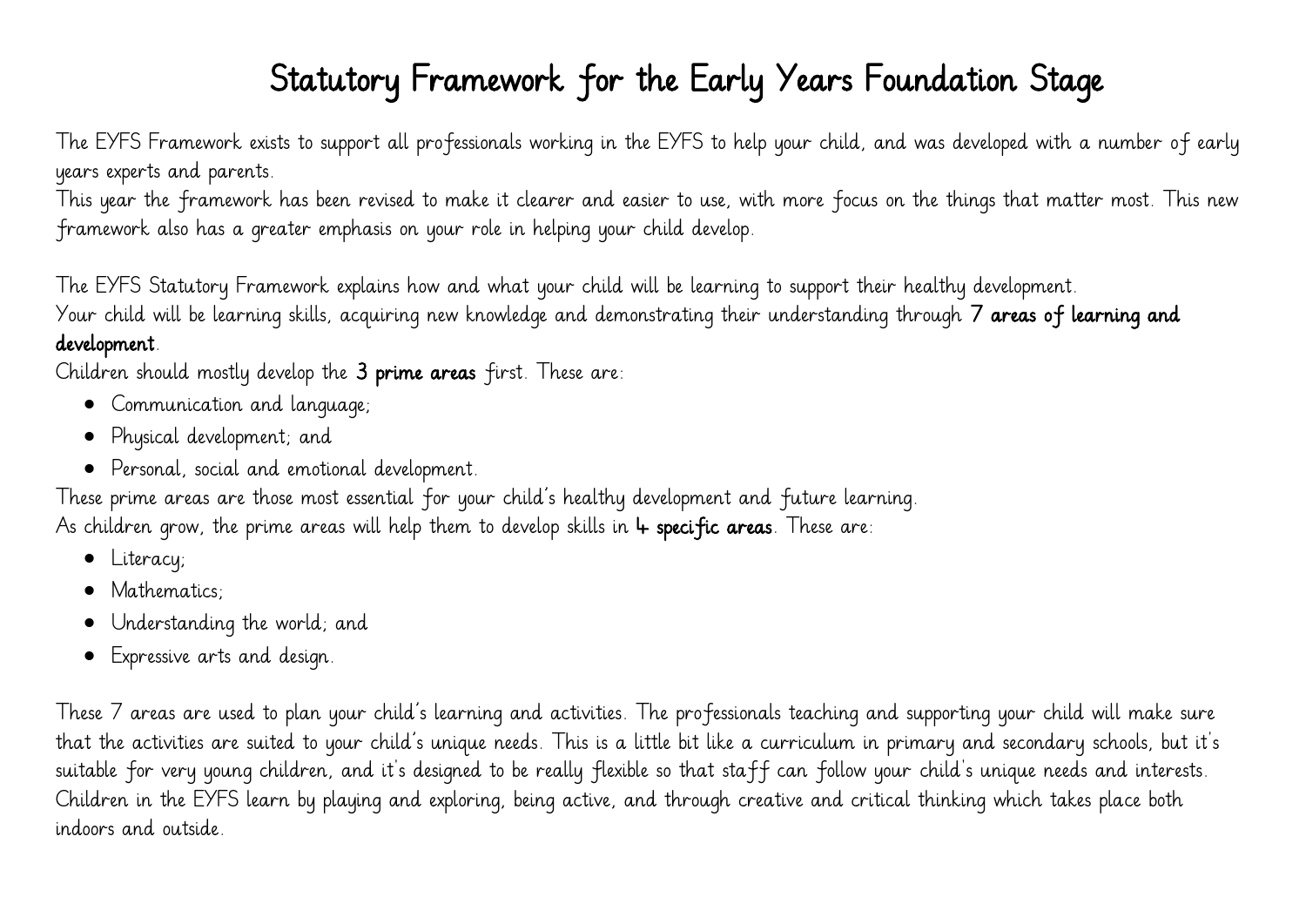# Statutory Framework for the Early Years Foundation Stage

The EYFS Framework exists to support all professionals working in the EYFS to help your child, and was developed with a number of early years experts and parents.
This year the framework has been revised to make it clearer and easier to use, with more focus on the things that matter most. This new framework also has a greater emphasis on your role in helping your child develop.

The EYFS Statutory Framework explains how and what your child will be learning to support their healthy development.
Your child will be learning skills, acquiring new knowledge and demonstrating their understanding through **7 areas of learning and development**.
Children should mostly develop the **3 prime areas** first. These are:

- Communication and language;
- Physical development; and
- Personal, social and emotional development.

These prime areas are those most essential for your child's healthy development and future learning.
As children grow, the prime areas will help them to develop skills in **4 specific areas**. These are:

- Literacy;
- Mathematics;
- Understanding the world; and
- Expressive arts and design.

These 7 areas are used to plan your child's learning and activities. The professionals teaching and supporting your child will make sure that the activities are suited to your child's unique needs. This is a little bit like a curriculum in primary and secondary schools, but it's suitable for very young children, and it's designed to be really flexible so that staff can follow your child's unique needs and interests. Children in the EYFS learn by playing and exploring, being active, and through creative and critical thinking which takes place both indoors and outside.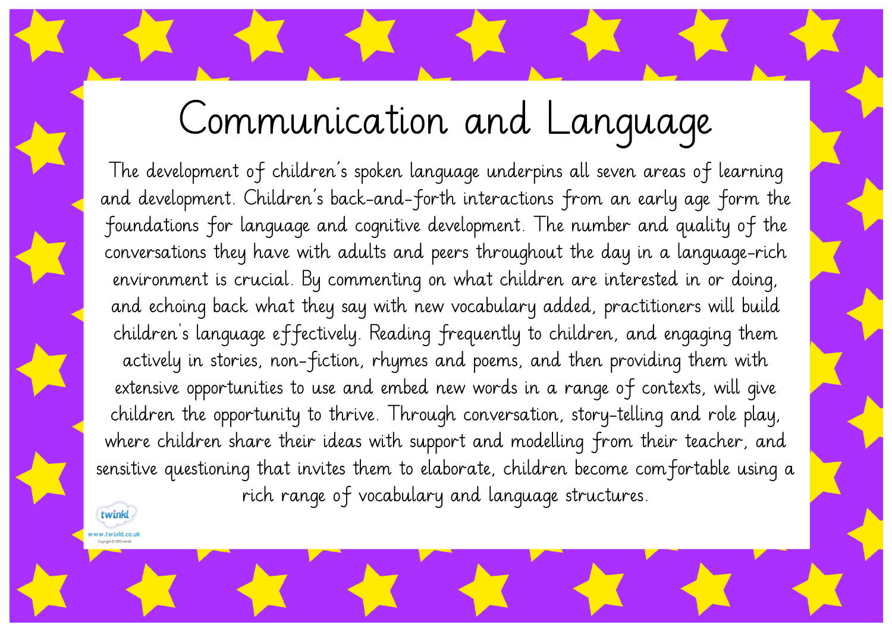# Communication and Language

The development of children's spoken language underpins all seven areas of learning and development. Children's back-and-forth interactions from an early age form the foundations for language and cognitive development. The number and quality of the conversations they have with adults and peers throughout the day in a language-rich environment is crucial. By commenting on what children are interested in or doing, and echoing back what they say with new vocabulary added, practitioners will build children's language effectively. Reading frequently to children, and engaging them actively in stories, non-fiction, rhymes and poems, and then providing them with extensive opportunities to use and embed new words in a range of contexts, will give children the opportunity to thrive. Through conversation, story-telling and role play, where children share their ideas with support and modelling from their teacher, and sensitive questioning that invites them to elaborate, children become comfortable using a rich range of vocabulary and language structures.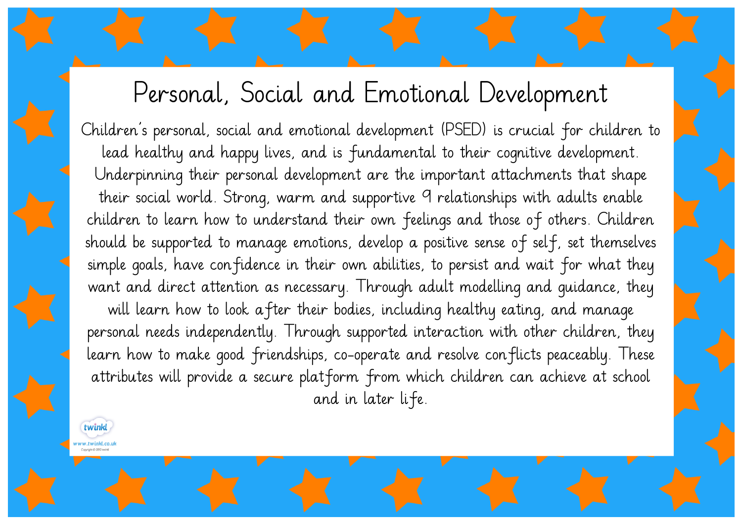# Personal, Social and Emotional Development

Children's personal, social and emotional development (PSED) is crucial for children to lead healthy and happy lives, and is fundamental to their cognitive development. Underpinning their personal development are the important attachments that shape their social world. Strong, warm and supportive 9 relationships with adults enable children to learn how to understand their own feelings and those of others. Children should be supported to manage emotions, develop a positive sense of self, set themselves simple goals, have confidence in their own abilities, to persist and wait for what they want and direct attention as necessary. Through adult modelling and guidance, they will learn how to look after their bodies, including healthy eating, and manage personal needs independently. Through supported interaction with other children, they learn how to make good friendships, co-operate and resolve conflicts peaceably. These attributes will provide a secure platform from which children can achieve at school and in later life.

twinkl
www.twinkl.co.uk
Copyright © 2012 twinkl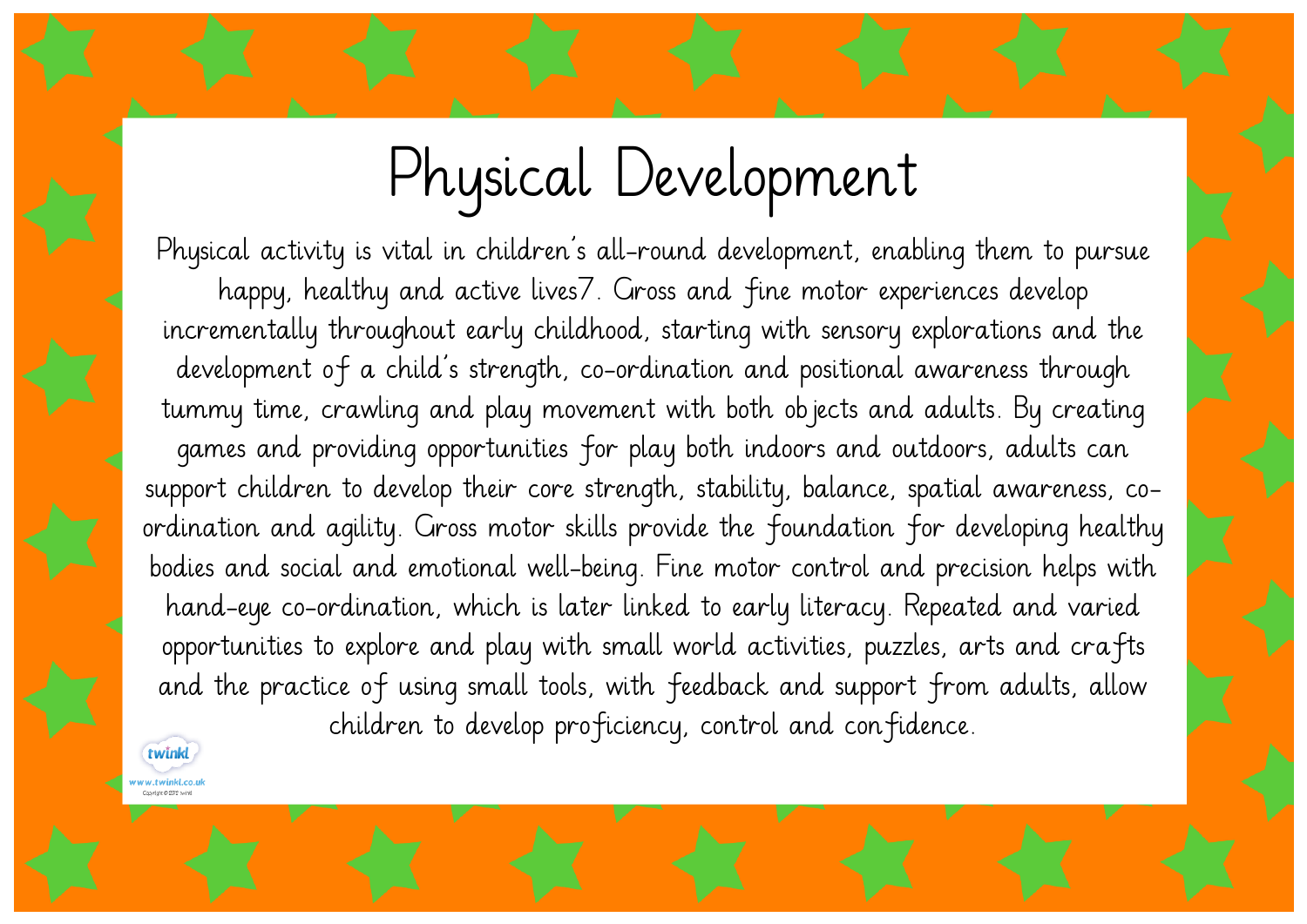# Physical Development

Physical activity is vital in children's all-round development, enabling them to pursue happy, healthy and active lives7. Gross and fine motor experiences develop incrementally throughout early childhood, starting with sensory explorations and the development of a child's strength, co-ordination and positional awareness through tummy time, crawling and play movement with both objects and adults. By creating games and providing opportunities for play both indoors and outdoors, adults can support children to develop their core strength, stability, balance, spatial awareness, co-ordination and agility. Gross motor skills provide the foundation for developing healthy bodies and social and emotional well-being. Fine motor control and precision helps with hand-eye co-ordination, which is later linked to early literacy. Repeated and varied opportunities to explore and play with small world activities, puzzles, arts and crafts and the practice of using small tools, with feedback and support from adults, allow children to develop proficiency, control and confidence.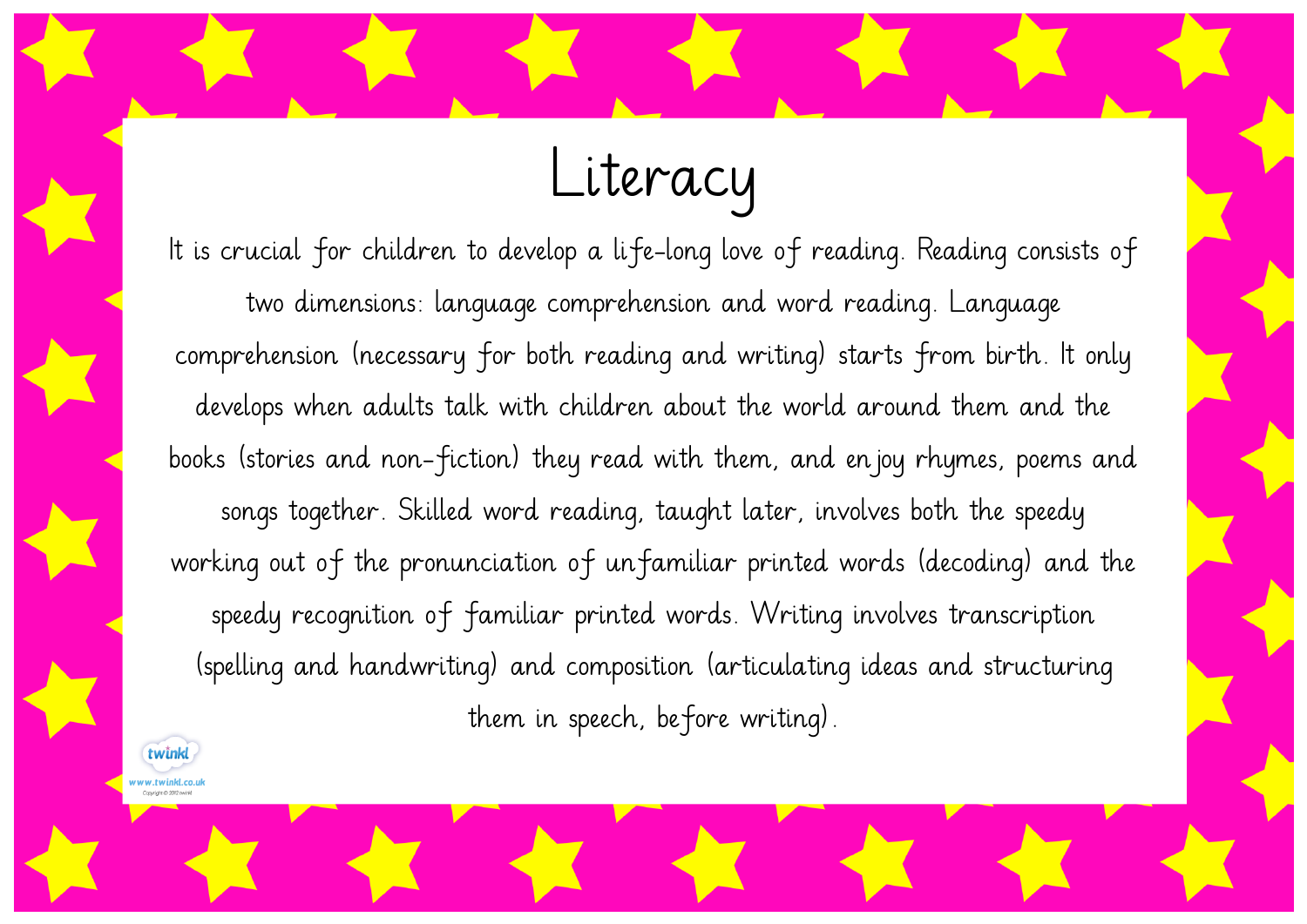# Literacy

It is crucial for children to develop a life-long love of reading. Reading consists of two dimensions: language comprehension and word reading. Language comprehension (necessary for both reading and writing) starts from birth. It only develops when adults talk with children about the world around them and the books (stories and non-fiction) they read with them, and enjoy rhymes, poems and songs together. Skilled word reading, taught later, involves both the speedy working out of the pronunciation of unfamiliar printed words (decoding) and the speedy recognition of familiar printed words. Writing involves transcription (spelling and handwriting) and composition (articulating ideas and structuring them in speech, before writing).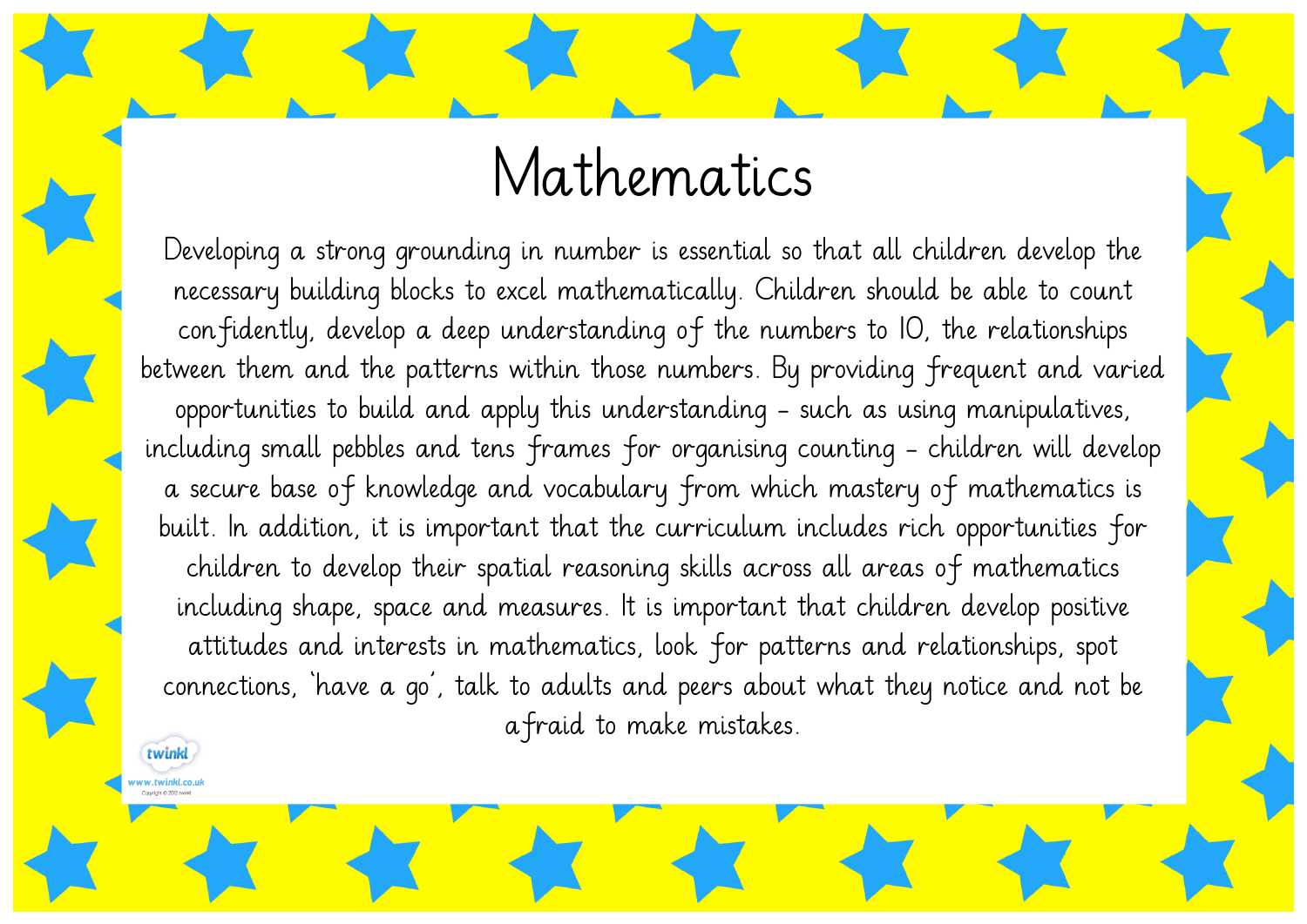# Mathematics

Developing a strong grounding in number is essential so that all children develop the necessary building blocks to excel mathematically. Children should be able to count confidently, develop a deep understanding of the numbers to 10, the relationships between them and the patterns within those numbers. By providing frequent and varied opportunities to build and apply this understanding - such as using manipulatives, including small pebbles and tens frames for organising counting - children will develop a secure base of knowledge and vocabulary from which mastery of mathematics is built. In addition, it is important that the curriculum includes rich opportunities for children to develop their spatial reasoning skills across all areas of mathematics including shape, space and measures. It is important that children develop positive attitudes and interests in mathematics, look for patterns and relationships, spot connections, 'have a go', talk to adults and peers about what they notice and not be afraid to make mistakes.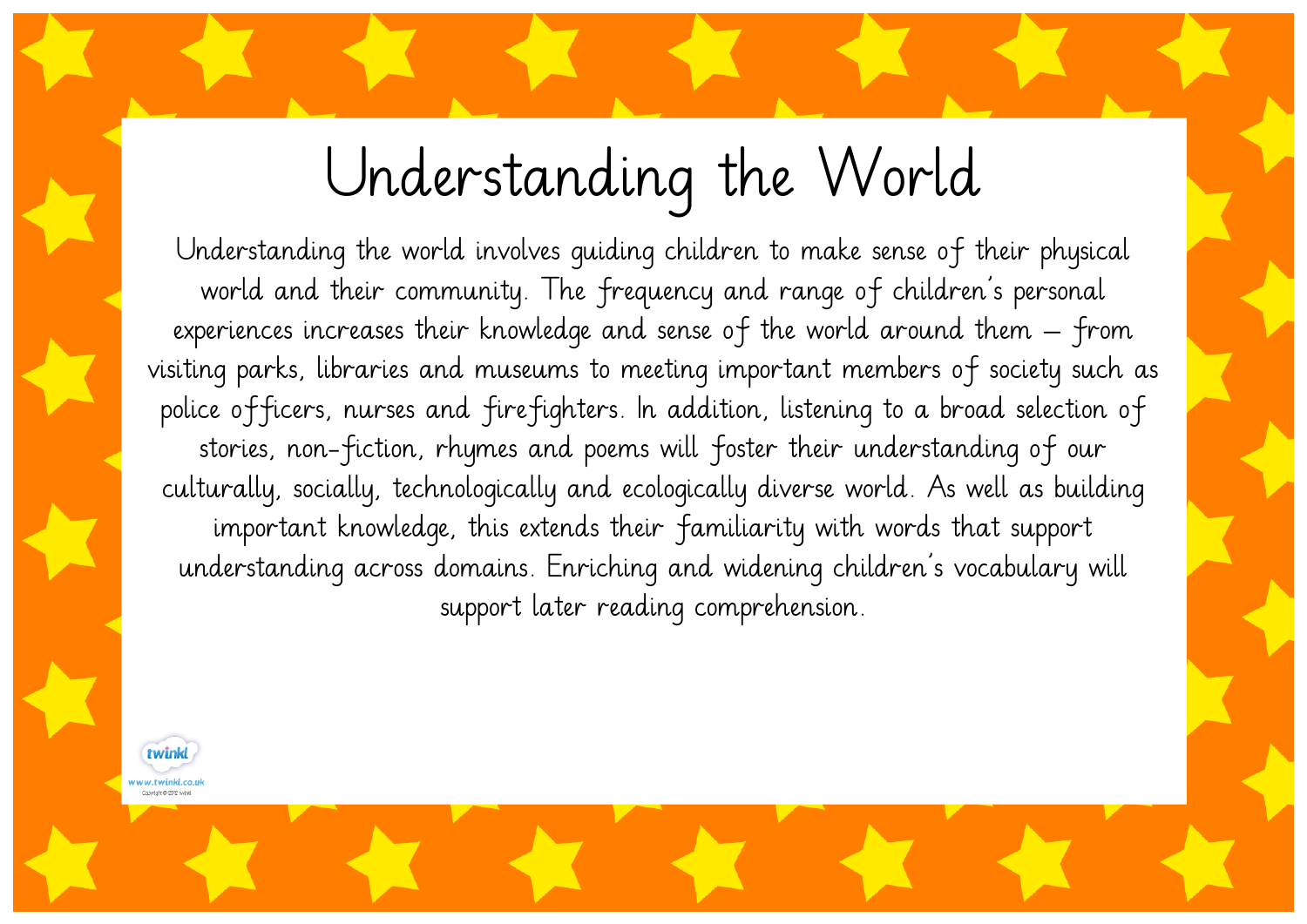# Understanding the World

Understanding the world involves guiding children to make sense of their physical world and their community. The frequency and range of children's personal experiences increases their knowledge and sense of the world around them – from visiting parks, libraries and museums to meeting important members of society such as police officers, nurses and firefighters. In addition, listening to a broad selection of stories, non-fiction, rhymes and poems will foster their understanding of our culturally, socially, technologically and ecologically diverse world. As well as building important knowledge, this extends their familiarity with words that support understanding across domains. Enriching and widening children's vocabulary will support later reading comprehension.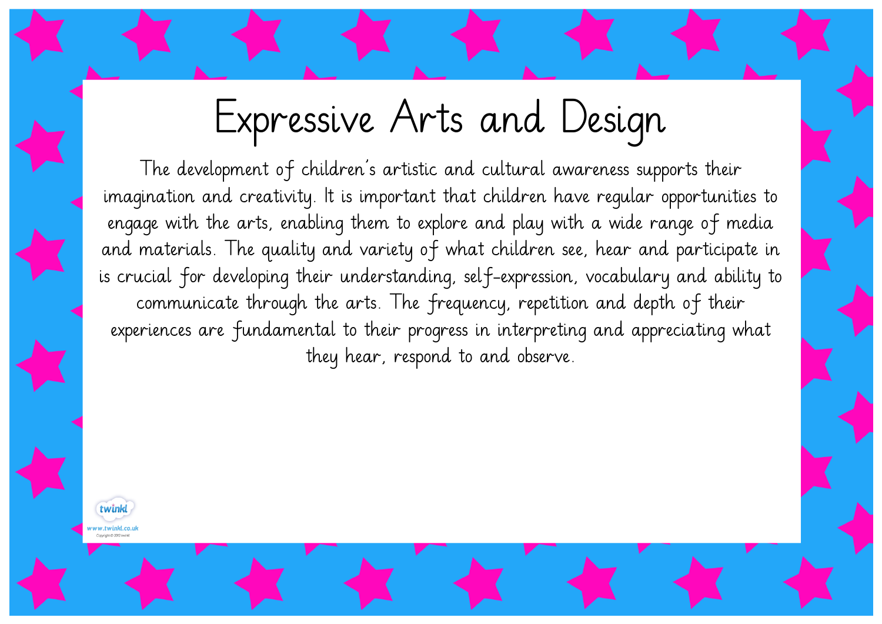# Expressive Arts and Design

The development of children's artistic and cultural awareness supports their imagination and creativity. It is important that children have regular opportunities to engage with the arts, enabling them to explore and play with a wide range of media and materials. The quality and variety of what children see, hear and participate in is crucial for developing their understanding, self-expression, vocabulary and ability to communicate through the arts. The frequency, repetition and depth of their experiences are fundamental to their progress in interpreting and appreciating what they hear, respond to and observe.